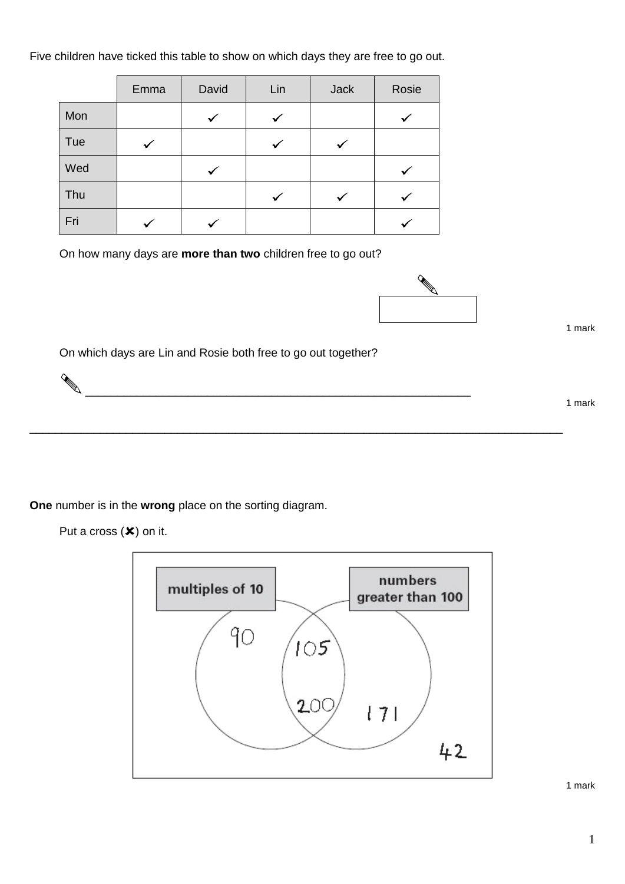Five children have ticked this table to show on which days they are free to go out.

| | Emma | David | Lin | Jack | Rosie |
|---|---|---|---|---|---|
| Mon | | ✓ | ✓ | | ✓ |
| Tue | ✓ | | ✓ | ✓ | |
| Wed | | ✓ | | | ✓ |
| Thu | | | ✓ | ✓ | ✓ |
| Fri | ✓ | ✓ | | | ✓ |

On how many days are **more than two** children free to go out?

1 mark

On which days are Lin and Rosie both free to go out together?

_______________________________________________

1 mark

---

**One** number is in the **wrong** place on the sorting diagram.

Put a cross (✘) on it.

multiples of 10 | numbers greater than 100

- multiples of 10 only: 90
- both: 105, 200
- numbers greater than 100 only: 171
- outside: 42

1 mark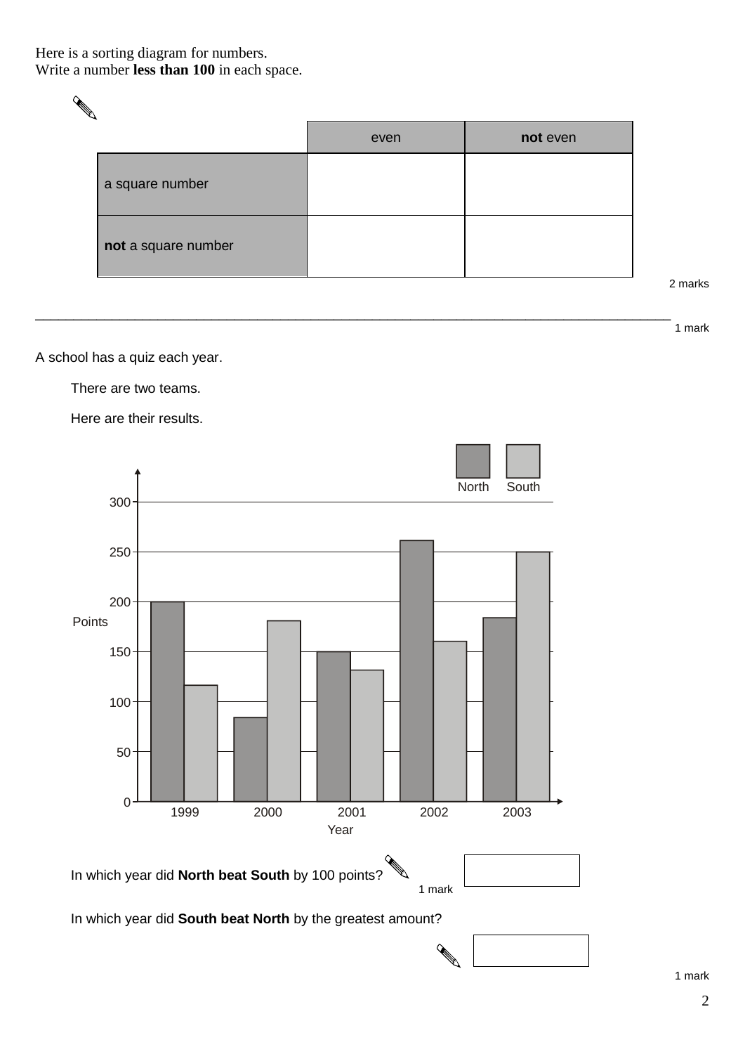Here is a sorting diagram for numbers.
Write a number **less than 100** in each space.

| | even | **not** even |
|---|---|---|
| a square number | | |
| **not** a square number | | |

2 marks

---

1 mark

A school has a quiz each year.

There are two teams.

Here are their results.

| Year | North | South |
|---|---|---|
| 1999 | 200 | 117 |
| 2000 | 84 | 181 |
| 2001 | 150 | 132 |
| 2002 | 261 | 160 |
| 2003 | 184 | 250 |

In which year did **North beat South** by 100 points?

1 mark

In which year did **South beat North** by the greatest amount?

1 mark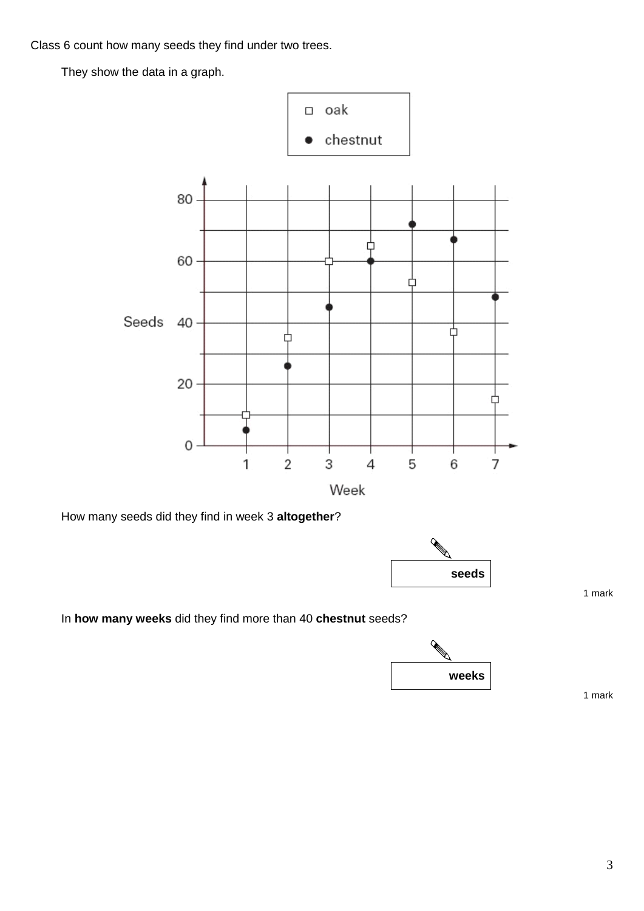Class 6 count how many seeds they find under two trees.

They show the data in a graph.

How many seeds did they find in week 3 **altogether**?

**seeds**

1 mark

In **how many weeks** did they find more than 40 **chestnut** seeds?

**weeks**

1 mark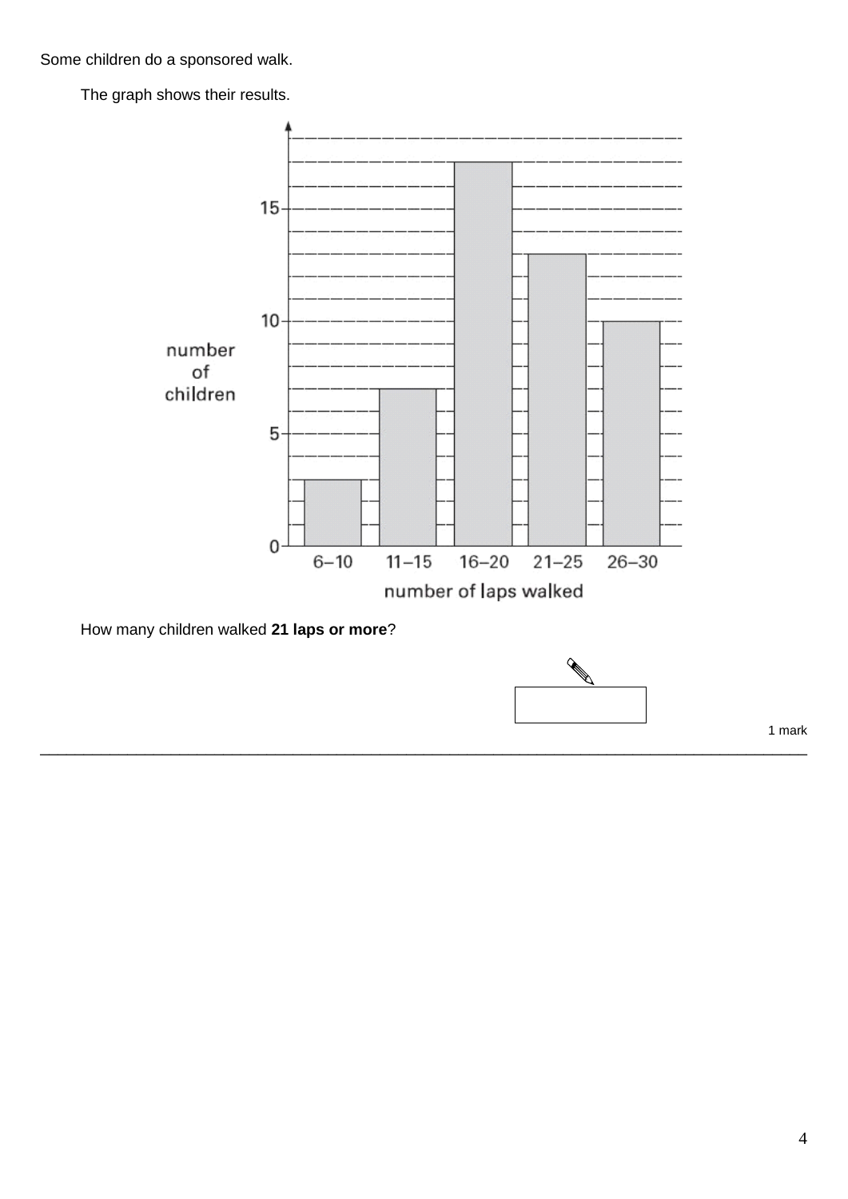Some children do a sponsored walk.

The graph shows their results.

| number of laps walked | number of children |
| --- | --- |
| 6–10 | 3 |
| 11–15 | 7 |
| 16–20 | 17 |
| 21–25 | 13 |
| 26–30 | 10 |

How many children walked **21 laps or more**?

1 mark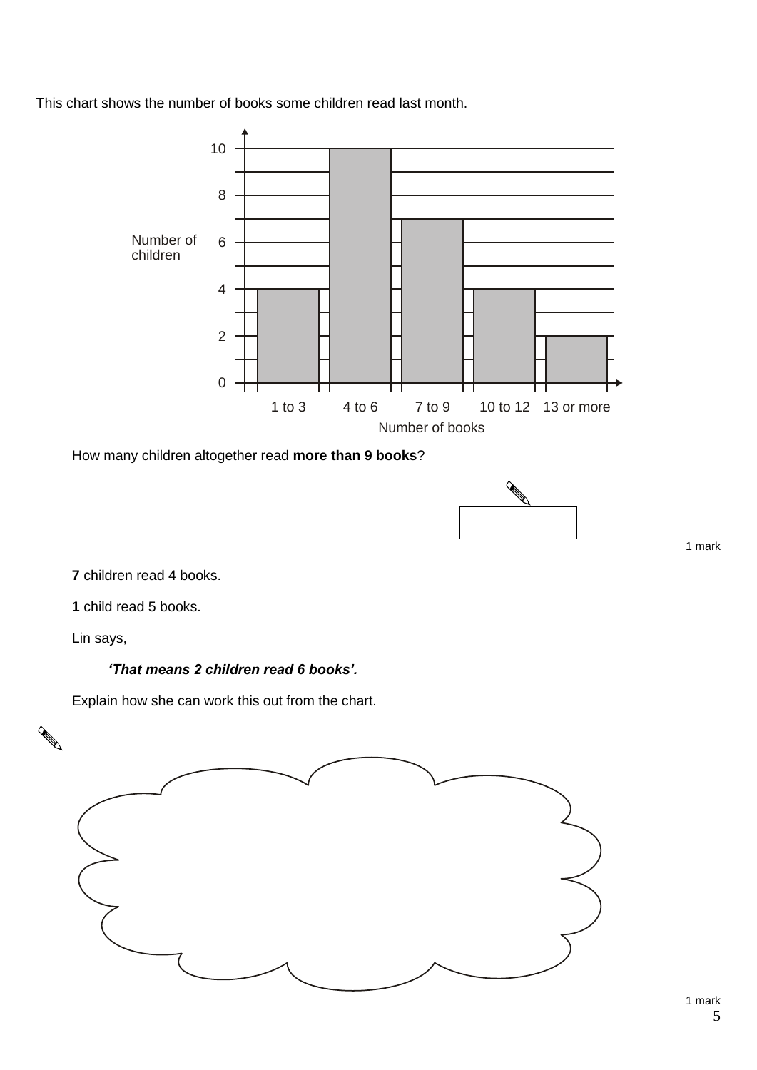This chart shows the number of books some children read last month.

| Number of books | Number of children |
|---|---|
| 1 to 3 | 4 |
| 4 to 6 | 10 |
| 7 to 9 | 7 |
| 10 to 12 | 4 |
| 13 or more | 2 |

How many children altogether read **more than 9 books**?

1 mark

**7** children read 4 books.

**1** child read 5 books.

Lin says,

***'That means 2 children read 6 books'.***

Explain how she can work this out from the chart.

1 mark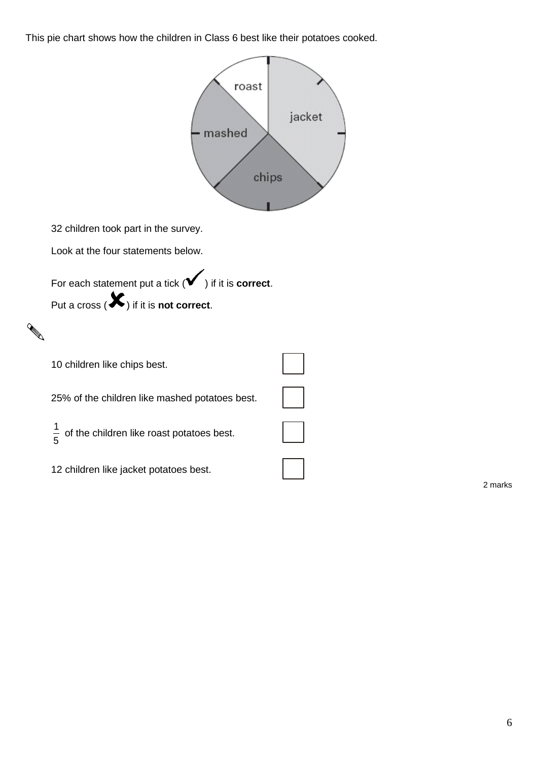This pie chart shows how the children in Class 6 best like their potatoes cooked.

32 children took part in the survey.

Look at the four statements below.

For each statement put a tick (✓) if it is **correct**.

Put a cross (✗) if it is **not correct**.

| Statement | |
|---|---|
| 10 children like chips best. | ☐ |
| 25% of the children like mashed potatoes best. | ☐ |
| $\frac{1}{5}$ of the children like roast potatoes best. | ☐ |
| 12 children like jacket potatoes best. | ☐ |

2 marks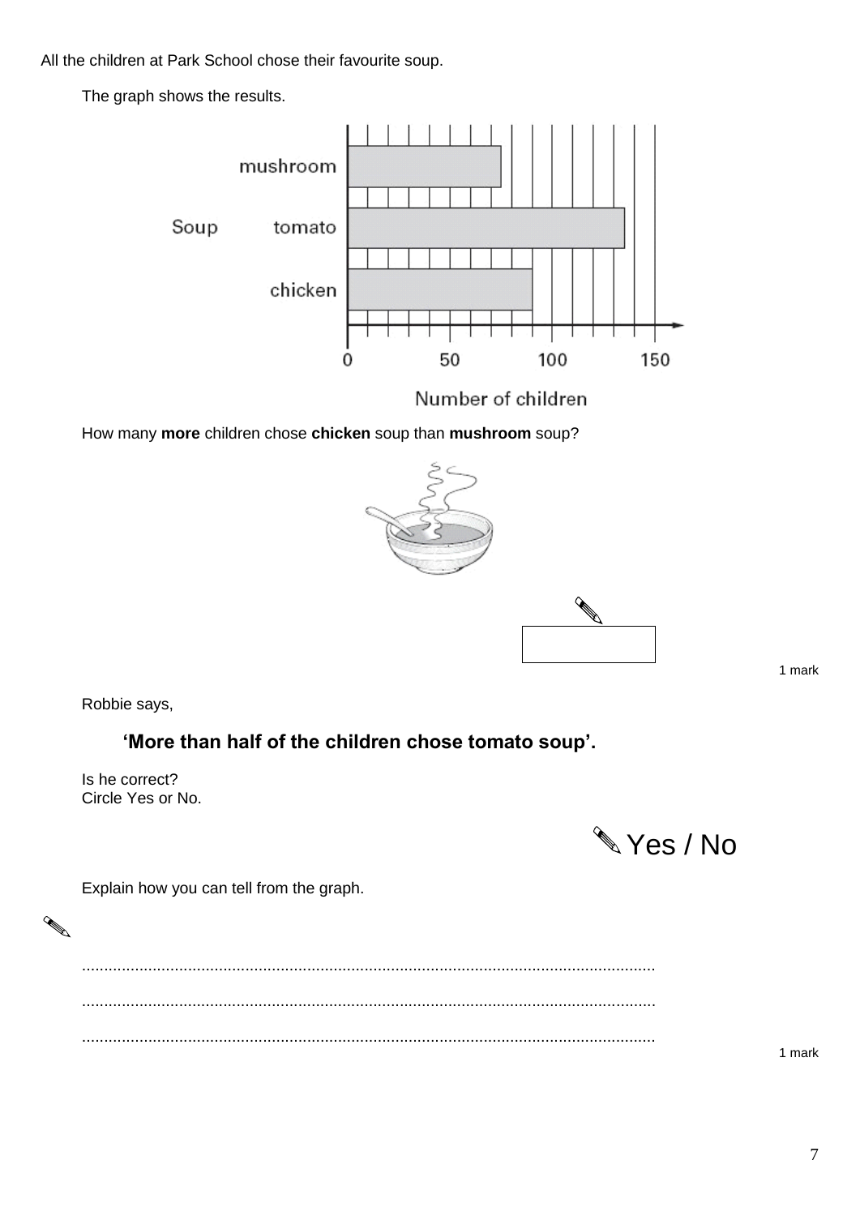All the children at Park School chose their favourite soup.

The graph shows the results.

How many **more** children chose **chicken** soup than **mushroom** soup?

1 mark

Robbie says,

**'More than half of the children chose tomato soup'.**

Is he correct?
Circle Yes or No.

Yes / No

Explain how you can tell from the graph.

..................................................................................................................................

..................................................................................................................................

..................................................................................................................................

1 mark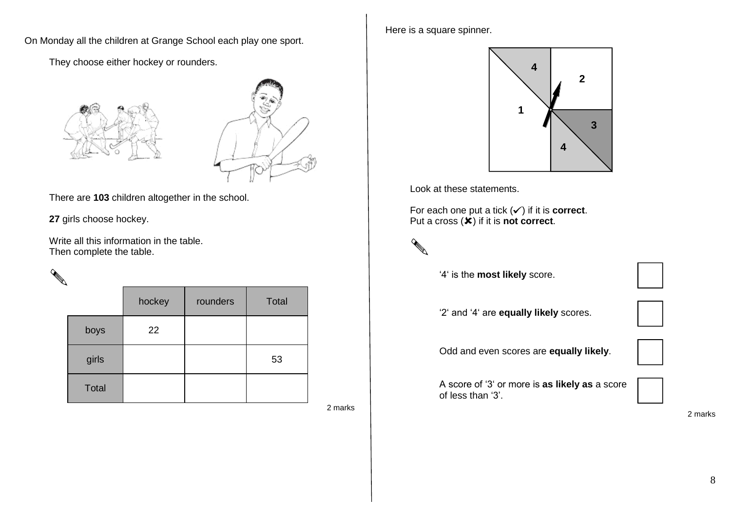On Monday all the children at Grange School each play one sport.

They choose either hockey or rounders.

There are **103** children altogether in the school.

**27** girls choose hockey.

Write all this information in the table.
Then complete the table.

| | hockey | rounders | Total |
|---|---|---|---|
| boys | 22 | | |
| girls | | | 53 |
| Total | | | |

2 marks

Here is a square spinner.

4
2
1
3
4

Look at these statements.

For each one put a tick (✓) if it is **correct**.
Put a cross (✗) if it is **not correct**.

'4' is the **most likely** score. ☐

'2' and '4' are **equally likely** scores. ☐

Odd and even scores are **equally likely**. ☐

A score of '3' or more is **as likely as** a score of less than '3'. ☐

2 marks